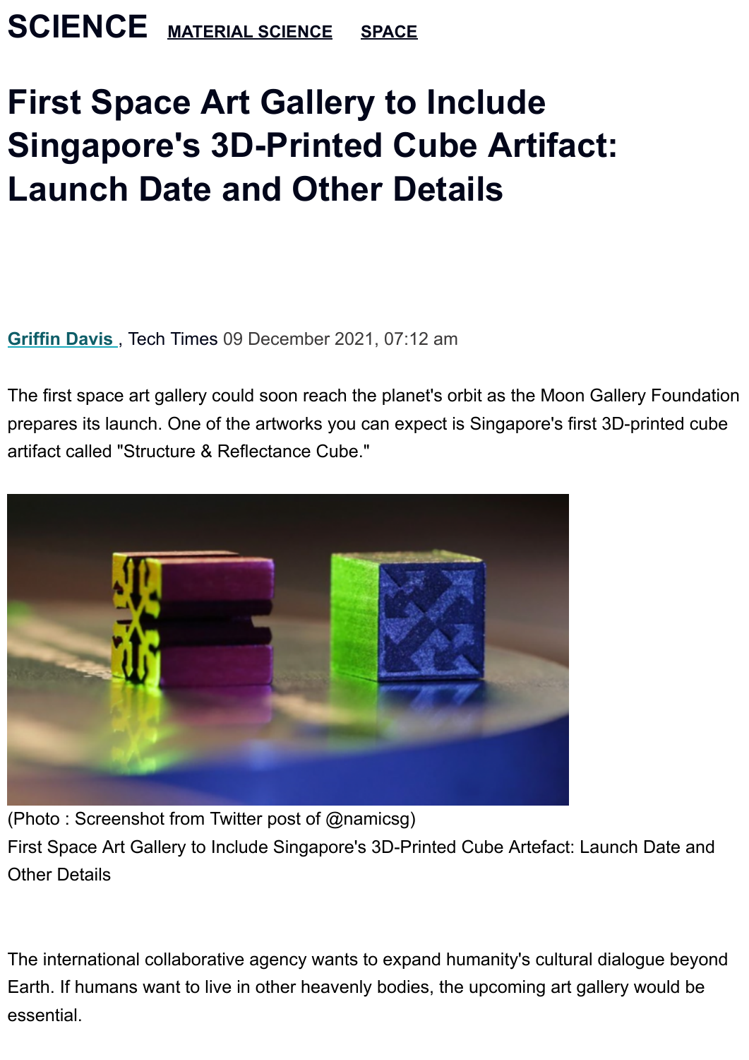SCIENCE MATERIAL SCIENCE SPACE

# First Space Art Gallery to Include Singapore's 3D-Printed Cube Artifact: Launch Date and Other Details

Griffin Davis , Tech Times 09 December 2021, 07:12 am

The first space art gallery could soon reach the planet's orbit as the Moon Gallery Foundation prepares its launch. One of the artworks you can expect is Singapore's first 3D-printed cube artifact called "Structure & Reflectance Cube."

(Photo : Screenshot from Twitter post of @namicsg)
First Space Art Gallery to Include Singapore's 3D-Printed Cube Artefact: Launch Date and Other Details

The international collaborative agency wants to expand humanity's cultural dialogue beyond Earth. If humans want to live in other heavenly bodies, the upcoming art gallery would be essential.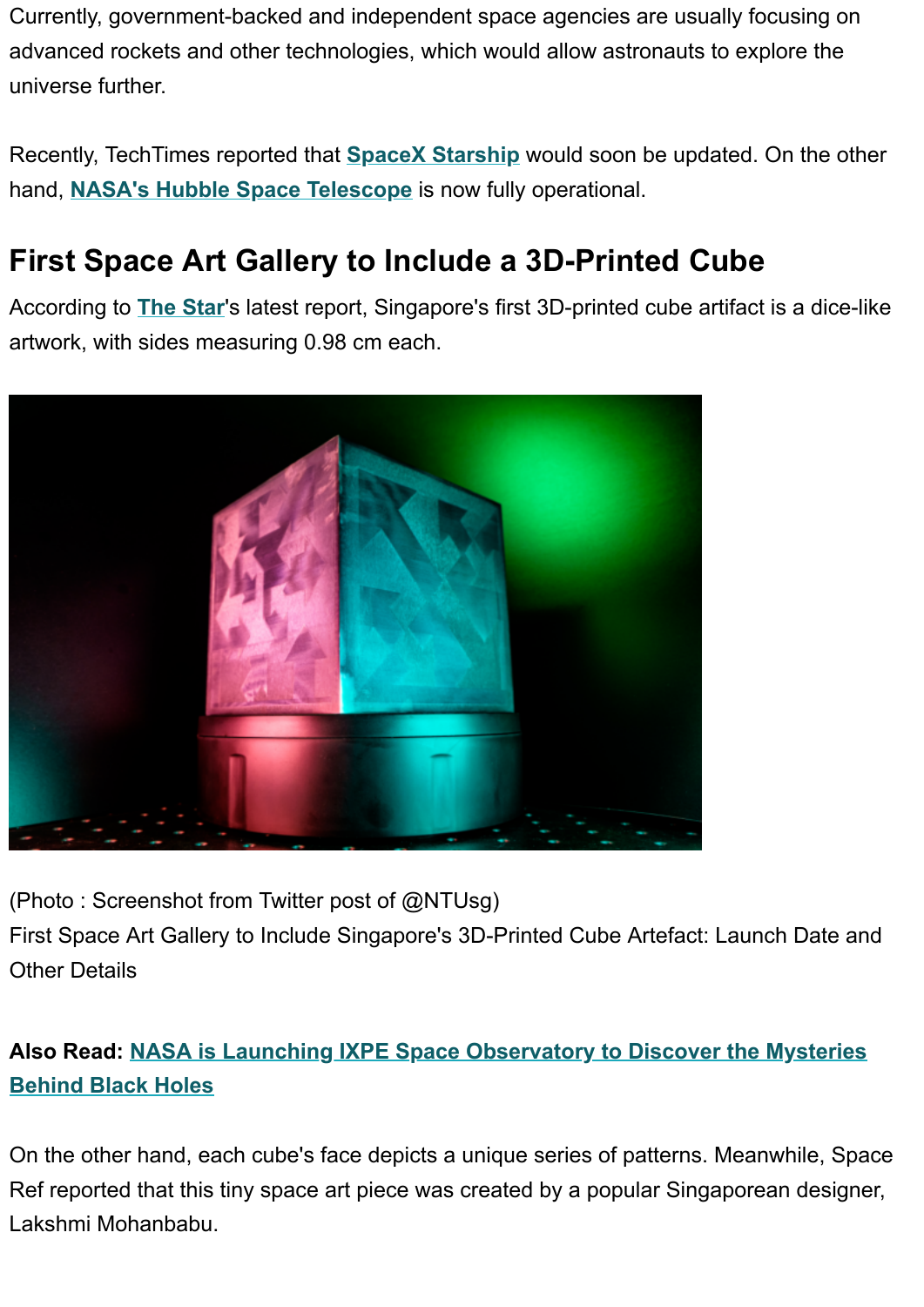Currently, government-backed and independent space agencies are usually focusing on advanced rockets and other technologies, which would allow astronauts to explore the universe further.

Recently, TechTimes reported that **SpaceX Starship** would soon be updated. On the other hand, **NASA's Hubble Space Telescope** is now fully operational.

## First Space Art Gallery to Include a 3D-Printed Cube

According to **The Star**'s latest report, Singapore's first 3D-printed cube artifact is a dice-like artwork, with sides measuring 0.98 cm each.

(Photo : Screenshot from Twitter post of @NTUsg)
First Space Art Gallery to Include Singapore's 3D-Printed Cube Artefact: Launch Date and Other Details

**Also Read: NASA is Launching IXPE Space Observatory to Discover the Mysteries Behind Black Holes**

On the other hand, each cube's face depicts a unique series of patterns. Meanwhile, Space Ref reported that this tiny space art piece was created by a popular Singaporean designer, Lakshmi Mohanbabu.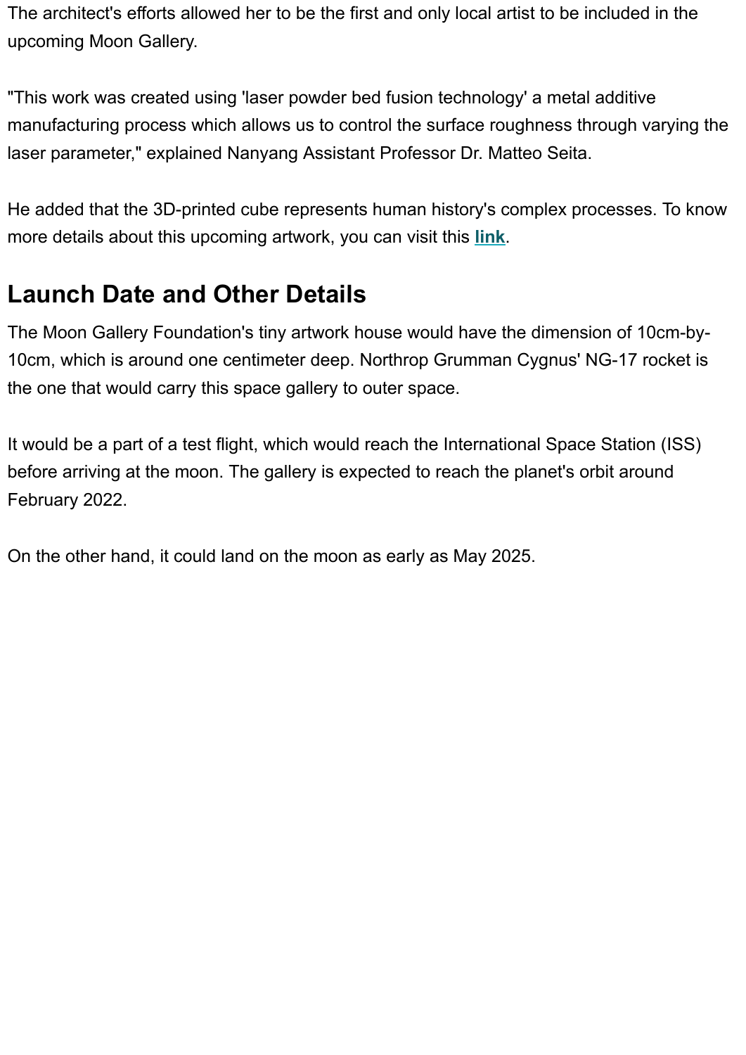The architect's efforts allowed her to be the first and only local artist to be included in the upcoming Moon Gallery.

"This work was created using 'laser powder bed fusion technology' a metal additive manufacturing process which allows us to control the surface roughness through varying the laser parameter," explained Nanyang Assistant Professor Dr. Matteo Seita.

He added that the 3D-printed cube represents human history's complex processes. To know more details about this upcoming artwork, you can visit this **link**.

## Launch Date and Other Details

The Moon Gallery Foundation's tiny artwork house would have the dimension of 10cm-by-10cm, which is around one centimeter deep. Northrop Grumman Cygnus' NG-17 rocket is the one that would carry this space gallery to outer space.

It would be a part of a test flight, which would reach the International Space Station (ISS) before arriving at the moon. The gallery is expected to reach the planet's orbit around February 2022.

On the other hand, it could land on the moon as early as May 2025.